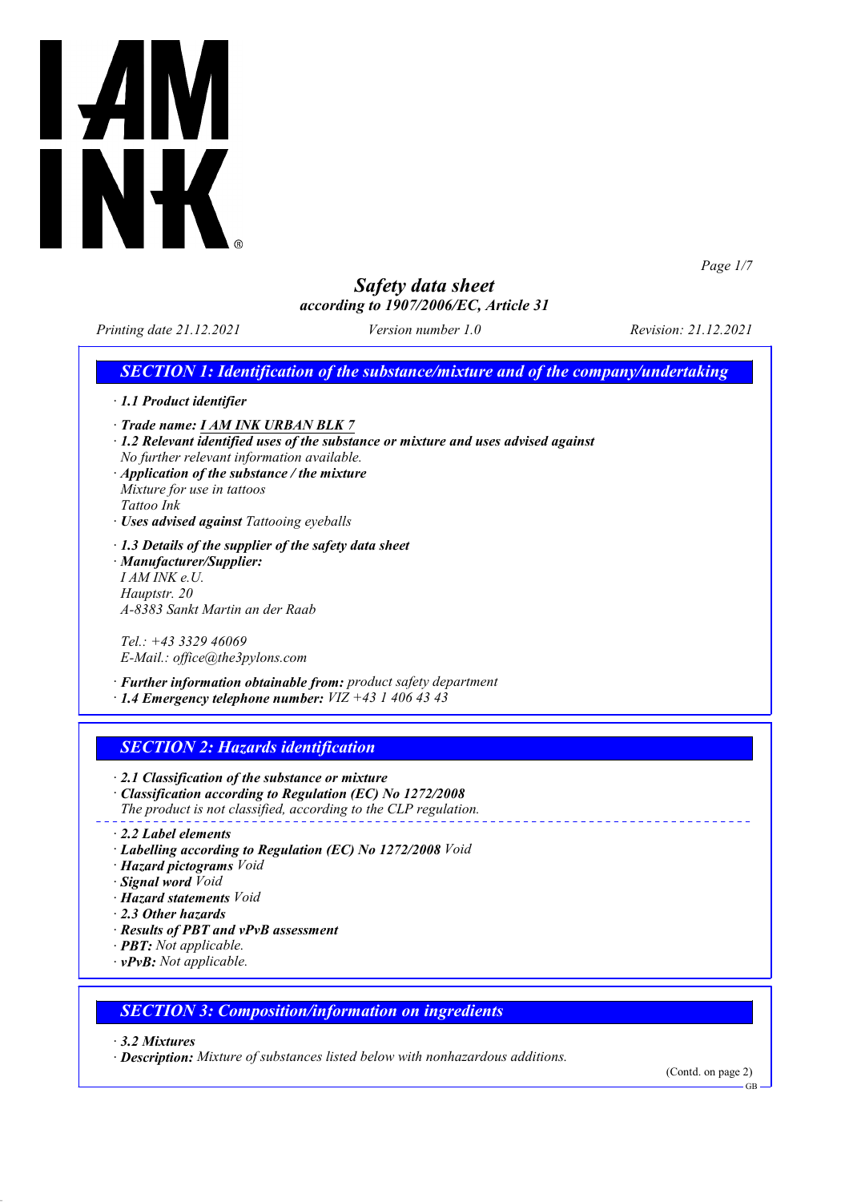# Safety data sheet

*according to 1907/2006/EC, Article 31*

*Printing date 21.12.2021* *Version number 1.0* *Revision: 21.12.2021*

## SECTION 1: Identification of the substance/mixture and of the company/undertaking

· **1.1 Product identifier**

· **Trade name:** **I AM INK URBAN BLK 7**

· **1.2 Relevant identified uses of the substance or mixture and uses advised against**
*No further relevant information available.*

· **Application of the substance / the mixture**
*Mixture for use in tattoos*
*Tattoo Ink*

· **Uses advised against** *Tattooing eyeballs*

· **1.3 Details of the supplier of the safety data sheet**

· **Manufacturer/Supplier:**
*I AM INK e.U.*
*Hauptstr. 20*
*A-8383 Sankt Martin an der Raab*

*Tel.: +43 3329 46069*
*E-Mail.: office@the3pylons.com*

· **Further information obtainable from:** *product safety department*

· **1.4 Emergency telephone number:** *VIZ +43 1 406 43 43*

## SECTION 2: Hazards identification

· **2.1 Classification of the substance or mixture**

· **Classification according to Regulation (EC) No 1272/2008**
*The product is not classified, according to the CLP regulation.*

· **2.2 Label elements**

· **Labelling according to Regulation (EC) No 1272/2008** *Void*

· **Hazard pictograms** *Void*

· **Signal word** *Void*

· **Hazard statements** *Void*

· **2.3 Other hazards**

· **Results of PBT and vPvB assessment**

· **PBT:** *Not applicable.*

· **vPvB:** *Not applicable.*

## SECTION 3: Composition/information on ingredients

· **3.2 Mixtures**

· **Description:** *Mixture of substances listed below with nonhazardous additions.*

(Contd. on page 2)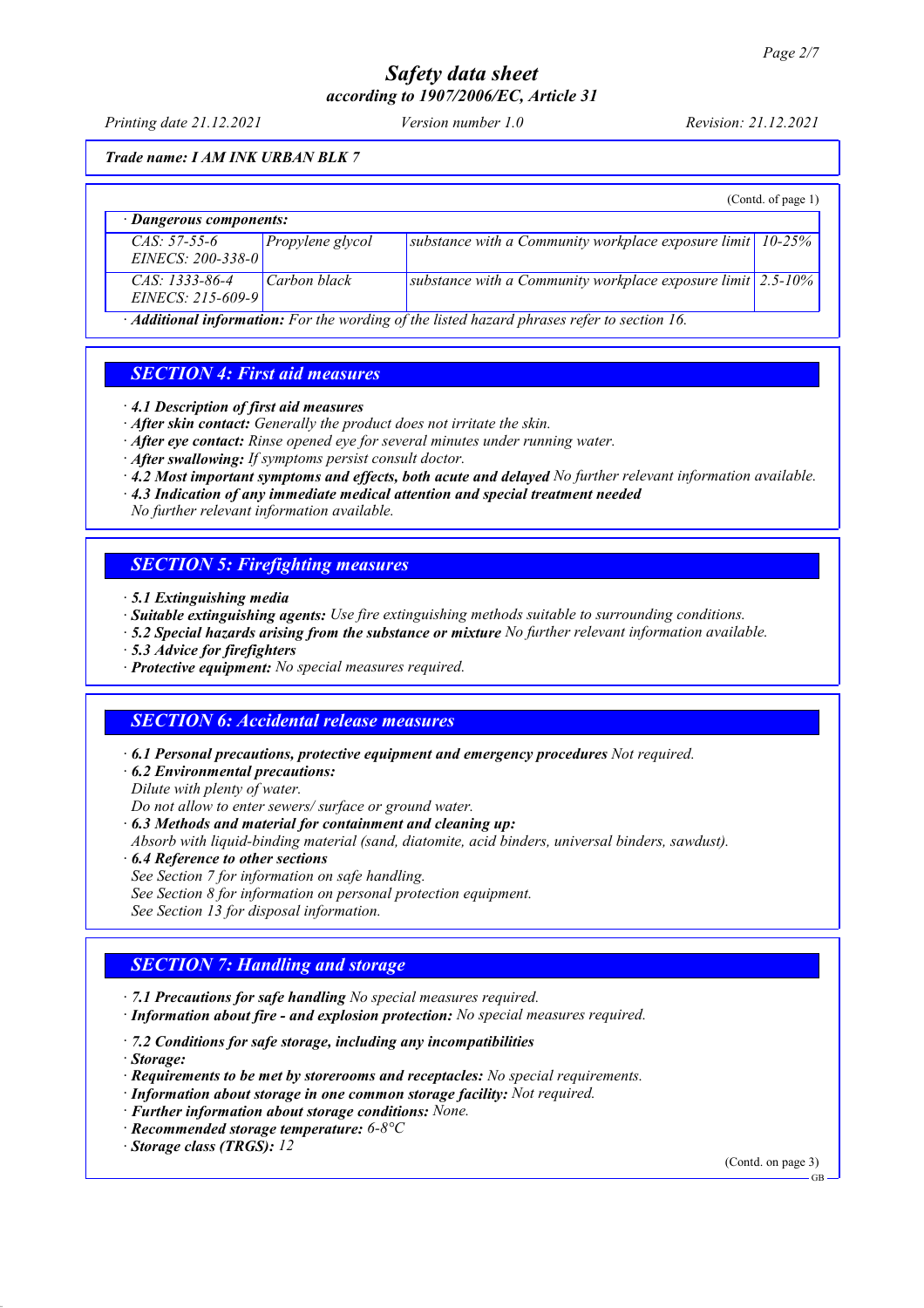**Trade name: I AM INK URBAN BLK 7**

(Contd. of page 1)

| · **Dangerous components:** | | | |
|---|---|---|---|
| CAS: 57-55-6<br>EINECS: 200-338-0 | Propylene glycol | substance with a Community workplace exposure limit | 10-25% |
| CAS: 1333-86-4<br>EINECS: 215-609-9 | Carbon black | substance with a Community workplace exposure limit | 2.5-10% |

· **Additional information:** For the wording of the listed hazard phrases refer to section 16.

## SECTION 4: First aid measures

· **4.1 Description of first aid measures**
· **After skin contact:** Generally the product does not irritate the skin.
· **After eye contact:** Rinse opened eye for several minutes under running water.
· **After swallowing:** If symptoms persist consult doctor.
· **4.2 Most important symptoms and effects, both acute and delayed** No further relevant information available.
· **4.3 Indication of any immediate medical attention and special treatment needed**
No further relevant information available.

## SECTION 5: Firefighting measures

· **5.1 Extinguishing media**
· **Suitable extinguishing agents:** Use fire extinguishing methods suitable to surrounding conditions.
· **5.2 Special hazards arising from the substance or mixture** No further relevant information available.
· **5.3 Advice for firefighters**
· **Protective equipment:** No special measures required.

## SECTION 6: Accidental release measures

· **6.1 Personal precautions, protective equipment and emergency procedures** Not required.
· **6.2 Environmental precautions:**
Dilute with plenty of water.
Do not allow to enter sewers/ surface or ground water.
· **6.3 Methods and material for containment and cleaning up:**
Absorb with liquid-binding material (sand, diatomite, acid binders, universal binders, sawdust).
· **6.4 Reference to other sections**
See Section 7 for information on safe handling.
See Section 8 for information on personal protection equipment.
See Section 13 for disposal information.

## SECTION 7: Handling and storage

· **7.1 Precautions for safe handling** No special measures required.
· **Information about fire - and explosion protection:** No special measures required.

· **7.2 Conditions for safe storage, including any incompatibilities**
· **Storage:**
· **Requirements to be met by storerooms and receptacles:** No special requirements.
· **Information about storage in one common storage facility:** Not required.
· **Further information about storage conditions:** None.
· **Recommended storage temperature:** 6-8°C
· **Storage class (TRGS):** 12

(Contd. on page 3)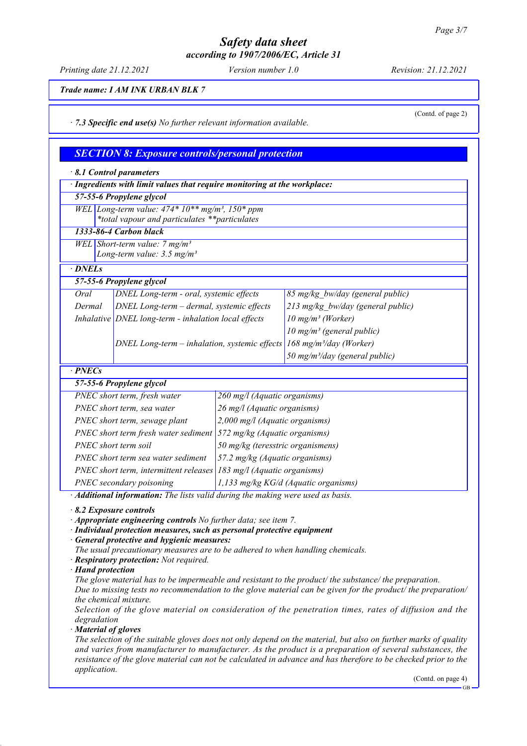# Safety data sheet
## according to 1907/2006/EC, Article 31

*Printing date 21.12.2021* *Version number 1.0* *Revision: 21.12.2021*

***Trade name: I AM INK URBAN BLK 7***

(Contd. of page 2)

· ***7.3 Specific end use(s)*** *No further relevant information available.*

## *SECTION 8: Exposure controls/personal protection*

· ***8.1 Control parameters***

· ***Ingredients with limit values that require monitoring at the workplace:***

| ***57-55-6 Propylene glycol*** | |
|---|---|
| *WEL* | *Long-term value: 474\* 10\*\* mg/m³, 150\* ppm*<br>*\*total vapour and particulates \*\*particulates* |
| ***1333-86-4 Carbon black*** | |
| *WEL* | *Short-term value: 7 mg/m³*<br>*Long-term value: 3.5 mg/m³* |

· ***DNELs***

| ***57-55-6 Propylene glycol*** | | |
|---|---|---|
| *Oral* | *DNEL Long-term - oral, systemic effects* | *85 mg/kg_bw/day (general public)* |
| *Dermal* | *DNEL Long-term – dermal, systemic effects* | *213 mg/kg_bw/day (general public)* |
| *Inhalative* | *DNEL long-term - inhalation local effects* | *10 mg/m³ (Worker)* |
| | | *10 mg/m³ (general public)* |
| | *DNEL Long-term – inhalation, systemic effects* | *168 mg/m³/day (Worker)* |
| | | *50 mg/m³/day (general public)* |

· ***PNECs***

| ***57-55-6 Propylene glycol*** | |
|---|---|
| *PNEC short term, fresh water* | *260 mg/l (Aquatic organisms)* |
| *PNEC short term, sea water* | *26 mg/l (Aquatic organisms)* |
| *PNEC short term, sewage plant* | *2,000 mg/l (Aquatic organisms)* |
| *PNEC short term fresh water sediment* | *572 mg/kg (Aquatic organisms)* |
| *PNEC short term soil* | *50 mg/kg (teresstric organismens)* |
| *PNEC short term sea water sediment* | *57.2 mg/kg (Aquatic organisms)* |
| *PNEC short term, intermittent releases* | *183 mg/l (Aquatic organisms)* |
| *PNEC secondary poisoning* | *1,133 mg/kg KG/d (Aquatic organisms)* |

· ***Additional information:*** *The lists valid during the making were used as basis.*

· ***8.2 Exposure controls***

· ***Appropriate engineering controls*** *No further data; see item 7.*

· ***Individual protection measures, such as personal protective equipment***

· ***General protective and hygienic measures:***
*The usual precautionary measures are to be adhered to when handling chemicals.*

· ***Respiratory protection:*** *Not required.*

· ***Hand protection***
*The glove material has to be impermeable and resistant to the product/ the substance/ the preparation.*
*Due to missing tests no recommendation to the glove material can be given for the product/ the preparation/ the chemical mixture.*
*Selection of the glove material on consideration of the penetration times, rates of diffusion and the degradation*

· ***Material of gloves***
*The selection of the suitable gloves does not only depend on the material, but also on further marks of quality and varies from manufacturer to manufacturer. As the product is a preparation of several substances, the resistance of the glove material can not be calculated in advance and has therefore to be checked prior to the application.*

(Contd. on page 4)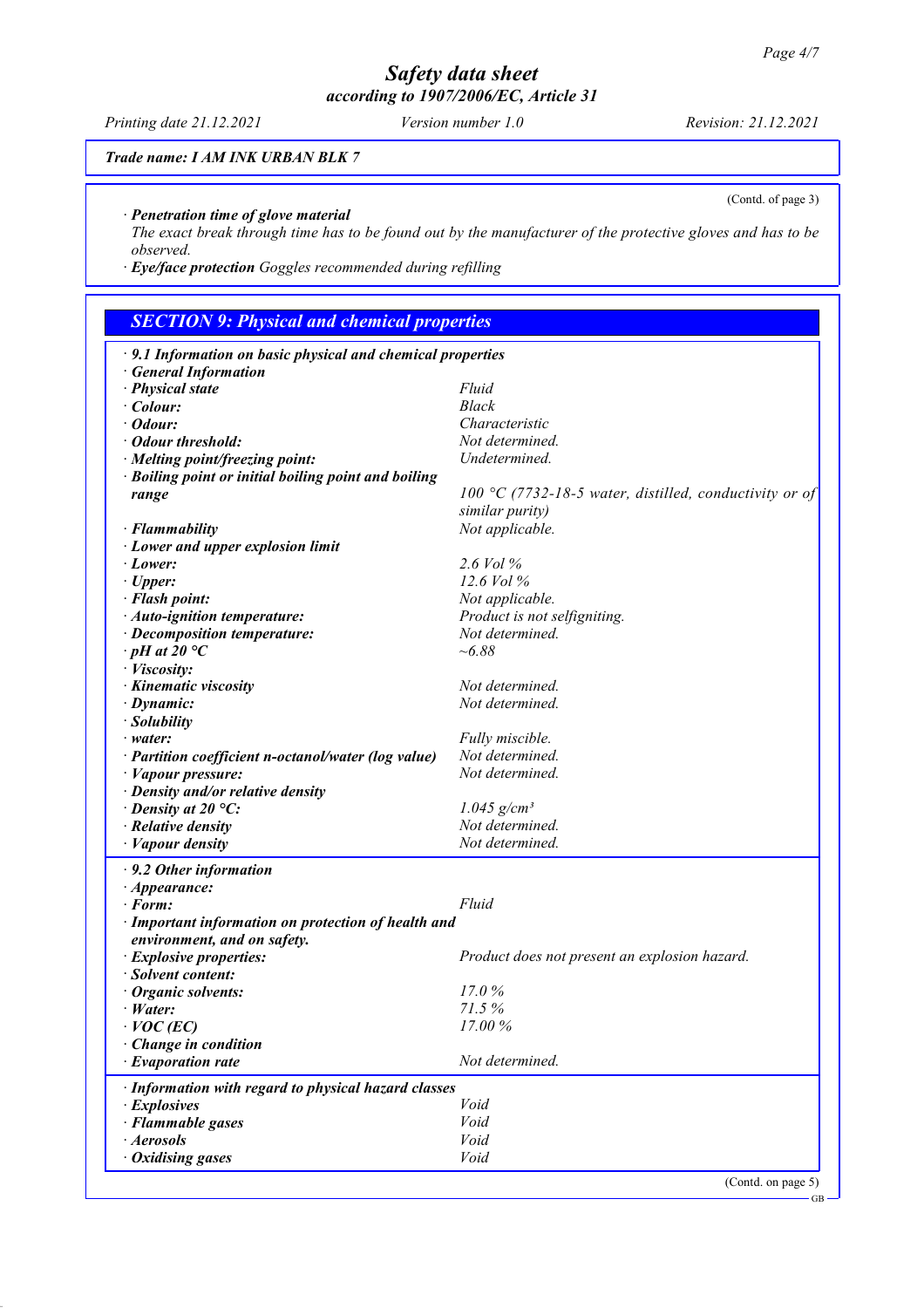Trade name: I AM INK URBAN BLK 7

(Contd. of page 3)

· **Penetration time of glove material**
The exact break through time has to be found out by the manufacturer of the protective gloves and has to be observed.
· **Eye/face protection** Goggles recommended during refilling

## SECTION 9: Physical and chemical properties

| · 9.1 Information on basic physical and chemical properties | |
|---|---|
| · **General Information** | |
| · **Physical state** | *Fluid* |
| · **Colour:** | *Black* |
| · **Odour:** | *Characteristic* |
| · **Odour threshold:** | *Not determined.* |
| · **Melting point/freezing point:** | *Undetermined.* |
| · **Boiling point or initial boiling point and boiling range** | *100 °C (7732-18-5 water, distilled, conductivity or of similar purity)* |
| · **Flammability** | *Not applicable.* |
| · **Lower and upper explosion limit** | |
| · **Lower:** | *2.6 Vol %* |
| · **Upper:** | *12.6 Vol %* |
| · **Flash point:** | *Not applicable.* |
| · **Auto-ignition temperature:** | *Product is not selfigniting.* |
| · **Decomposition temperature:** | *Not determined.* |
| · **pH at 20 °C** | *~6.88* |
| · **Viscosity:** | |
| · **Kinematic viscosity** | *Not determined.* |
| · **Dynamic:** | *Not determined.* |
| · **Solubility** | |
| · **water:** | *Fully miscible.* |
| · **Partition coefficient n-octanol/water (log value)** | *Not determined.* |
| · **Vapour pressure:** | *Not determined.* |
| · **Density and/or relative density** | |
| · **Density at 20 °C:** | *1.045 g/cm³* |
| · **Relative density** | *Not determined.* |
| · **Vapour density** | *Not determined.* |

| · 9.2 Other information | |
|---|---|
| · **Appearance:** | |
| · **Form:** | *Fluid* |
| · **Important information on protection of health and environment, and on safety.** | |
| · **Explosive properties:** | *Product does not present an explosion hazard.* |
| · **Solvent content:** | |
| · **Organic solvents:** | *17.0 %* |
| · **Water:** | *71.5 %* |
| · **VOC (EC)** | *17.00 %* |
| · **Change in condition** | |
| · **Evaporation rate** | *Not determined.* |

| · Information with regard to physical hazard classes | |
|---|---|
| · **Explosives** | *Void* |
| · **Flammable gases** | *Void* |
| · **Aerosols** | *Void* |
| · **Oxidising gases** | *Void* |

(Contd. on page 5)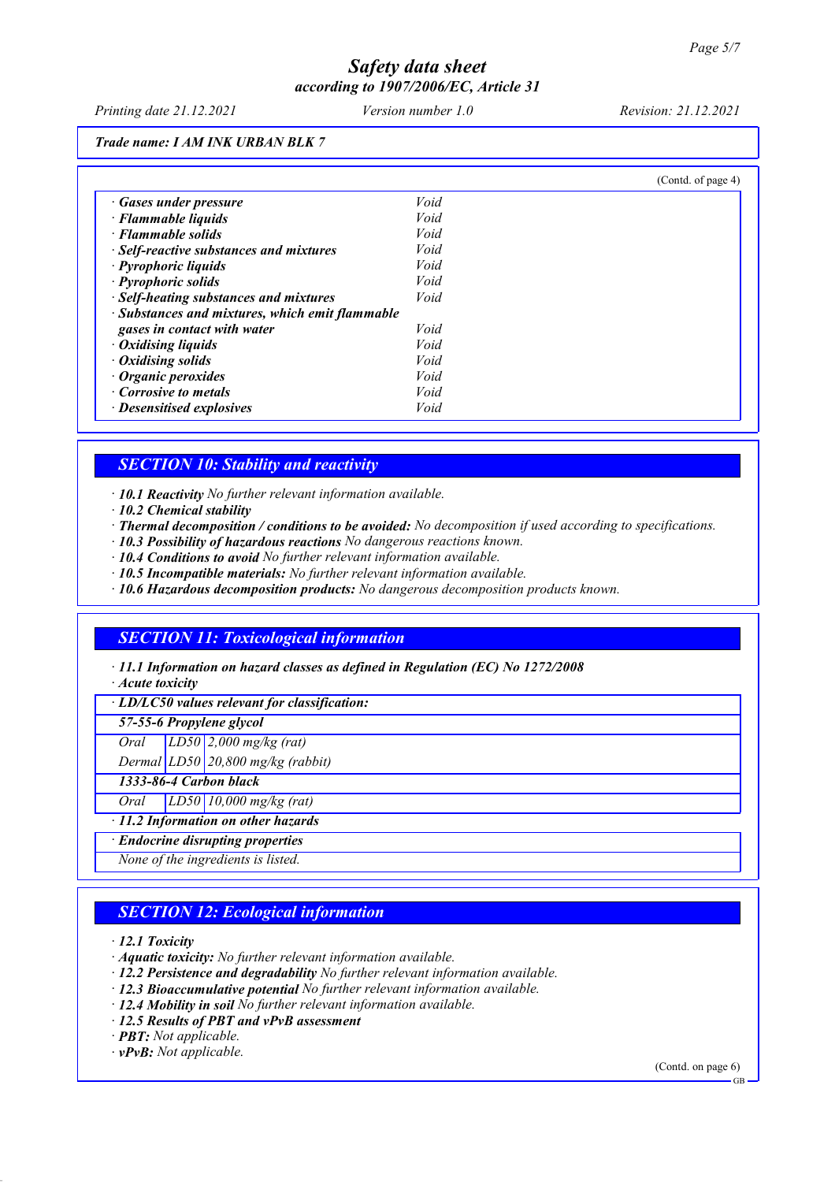Trade name: I AM INK URBAN BLK 7

(Contd. of page 4)

| | |
|---|---|
| · **Gases under pressure** | Void |
| · **Flammable liquids** | Void |
| · **Flammable solids** | Void |
| · **Self-reactive substances and mixtures** | Void |
| · **Pyrophoric liquids** | Void |
| · **Pyrophoric solids** | Void |
| · **Self-heating substances and mixtures** | Void |
| · **Substances and mixtures, which emit flammable gases in contact with water** | Void |
| · **Oxidising liquids** | Void |
| · **Oxidising solids** | Void |
| · **Organic peroxides** | Void |
| · **Corrosive to metals** | Void |
| · **Desensitised explosives** | Void |

## SECTION 10: Stability and reactivity

· **10.1 Reactivity** No further relevant information available.
· **10.2 Chemical stability**
· **Thermal decomposition / conditions to be avoided:** No decomposition if used according to specifications.
· **10.3 Possibility of hazardous reactions** No dangerous reactions known.
· **10.4 Conditions to avoid** No further relevant information available.
· **10.5 Incompatible materials:** No further relevant information available.
· **10.6 Hazardous decomposition products:** No dangerous decomposition products known.

## SECTION 11: Toxicological information

· **11.1 Information on hazard classes as defined in Regulation (EC) No 1272/2008**
· **Acute toxicity**

| · LD/LC50 values relevant for classification: | | |
|---|---|---|
| **57-55-6 Propylene glycol** | | |
| Oral | LD50 | 2,000 mg/kg (rat) |
| Dermal | LD50 | 20,800 mg/kg (rabbit) |
| **1333-86-4 Carbon black** | | |
| Oral | LD50 | 10,000 mg/kg (rat) |

· **11.2 Information on other hazards**

| · Endocrine disrupting properties |
|---|
| None of the ingredients is listed. |

## SECTION 12: Ecological information

· **12.1 Toxicity**
· **Aquatic toxicity:** No further relevant information available.
· **12.2 Persistence and degradability** No further relevant information available.
· **12.3 Bioaccumulative potential** No further relevant information available.
· **12.4 Mobility in soil** No further relevant information available.
· **12.5 Results of PBT and vPvB assessment**
· **PBT:** Not applicable.
· **vPvB:** Not applicable.

(Contd. on page 6)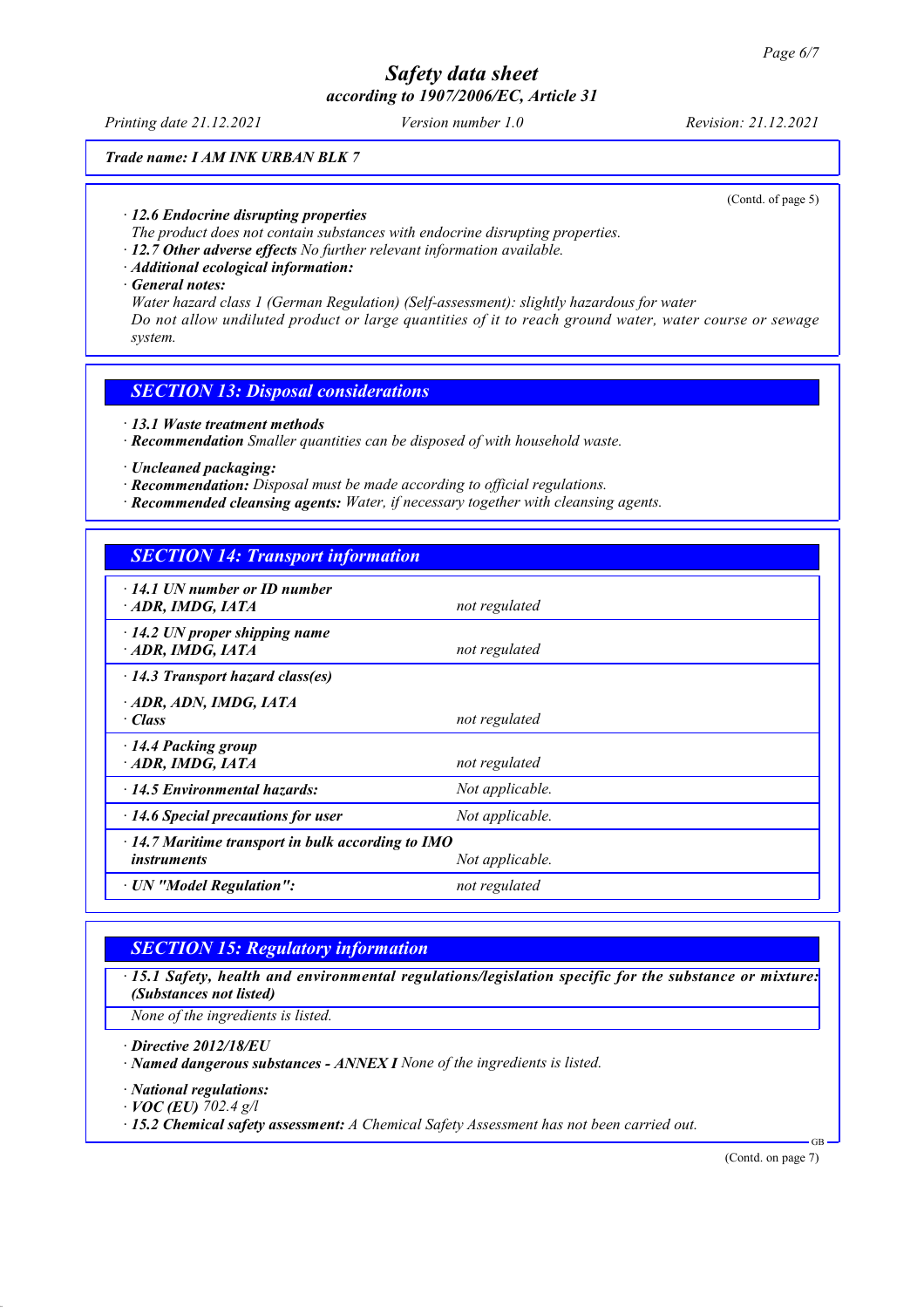(Contd. of page 5)

· **12.6 Endocrine disrupting properties**
*The product does not contain substances with endocrine disrupting properties.*
· **12.7 Other adverse effects** *No further relevant information available.*
· **Additional ecological information:**
· **General notes:**
*Water hazard class 1 (German Regulation) (Self-assessment): slightly hazardous for water*
*Do not allow undiluted product or large quantities of it to reach ground water, water course or sewage system.*

## SECTION 13: Disposal considerations

· **13.1 Waste treatment methods**
· **Recommendation** *Smaller quantities can be disposed of with household waste.*

· **Uncleaned packaging:**
· **Recommendation:** *Disposal must be made according to official regulations.*
· **Recommended cleansing agents:** *Water, if necessary together with cleansing agents.*

## SECTION 14: Transport information

| | |
|---|---|
| · **14.1 UN number or ID number**<br>· **ADR, IMDG, IATA** | *not regulated* |
| · **14.2 UN proper shipping name**<br>· **ADR, IMDG, IATA** | *not regulated* |
| · **14.3 Transport hazard class(es)** | |
| · **ADR, ADN, IMDG, IATA**<br>· **Class** | *not regulated* |
| · **14.4 Packing group**<br>· **ADR, IMDG, IATA** | *not regulated* |
| · **14.5 Environmental hazards:** | *Not applicable.* |
| · **14.6 Special precautions for user** | *Not applicable.* |
| · **14.7 Maritime transport in bulk according to IMO instruments** | *Not applicable.* |
| · **UN "Model Regulation":** | *not regulated* |

## SECTION 15: Regulatory information

· **15.1 Safety, health and environmental regulations/legislation specific for the substance or mixture: (Substances not listed)**
*None of the ingredients is listed.*

· **Directive 2012/18/EU**
· **Named dangerous substances - ANNEX I** *None of the ingredients is listed.*

· **National regulations:**
· **VOC (EU)** *702.4 g/l*
· **15.2 Chemical safety assessment:** *A Chemical Safety Assessment has not been carried out.*

(Contd. on page 7)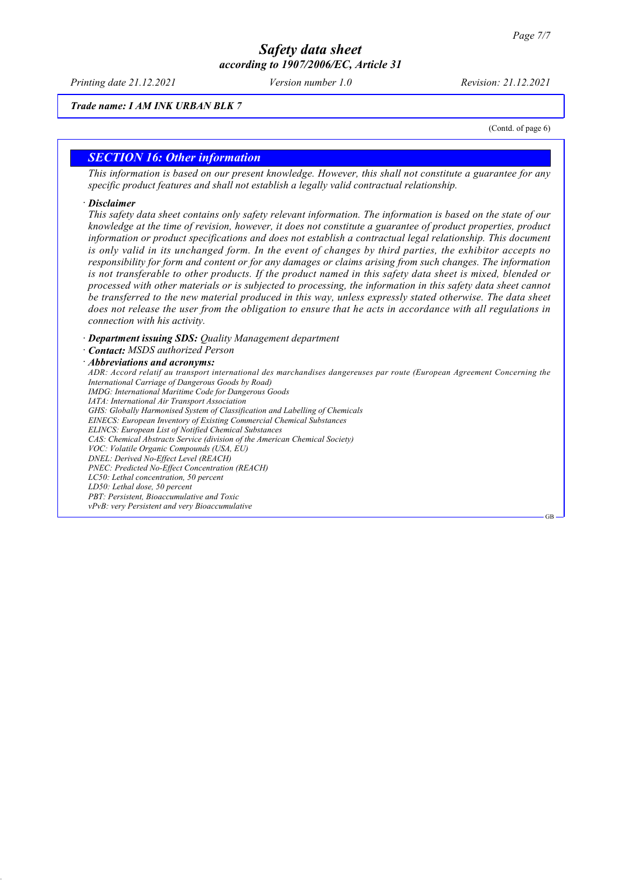*Trade name: I AM INK URBAN BLK 7*

(Contd. of page 6)

## *SECTION 16: Other information*

*This information is based on our present knowledge. However, this shall not constitute a guarantee for any specific product features and shall not establish a legally valid contractual relationship.*

· ***Disclaimer***

*This safety data sheet contains only safety relevant information. The information is based on the state of our knowledge at the time of revision, however, it does not constitute a guarantee of product properties, product information or product specifications and does not establish a contractual legal relationship. This document is only valid in its unchanged form. In the event of changes by third parties, the exhibitor accepts no responsibility for form and content or for any damages or claims arising from such changes. The information is not transferable to other products. If the product named in this safety data sheet is mixed, blended or processed with other materials or is subjected to processing, the information in this safety data sheet cannot be transferred to the new material produced in this way, unless expressly stated otherwise. The data sheet does not release the user from the obligation to ensure that he acts in accordance with all regulations in connection with his activity.*

· ***Department issuing SDS:*** *Quality Management department*
· ***Contact:*** *MSDS authorized Person*
· ***Abbreviations and acronyms:***
*ADR: Accord relatif au transport international des marchandises dangereuses par route (European Agreement Concerning the International Carriage of Dangerous Goods by Road)*
*IMDG: International Maritime Code for Dangerous Goods*
*IATA: International Air Transport Association*
*GHS: Globally Harmonised System of Classification and Labelling of Chemicals*
*EINECS: European Inventory of Existing Commercial Chemical Substances*
*ELINCS: European List of Notified Chemical Substances*
*CAS: Chemical Abstracts Service (division of the American Chemical Society)*
*VOC: Volatile Organic Compounds (USA, EU)*
*DNEL: Derived No-Effect Level (REACH)*
*PNEC: Predicted No-Effect Concentration (REACH)*
*LC50: Lethal concentration, 50 percent*
*LD50: Lethal dose, 50 percent*
*PBT: Persistent, Bioaccumulative and Toxic*
*vPvB: very Persistent and very Bioaccumulative*

GB